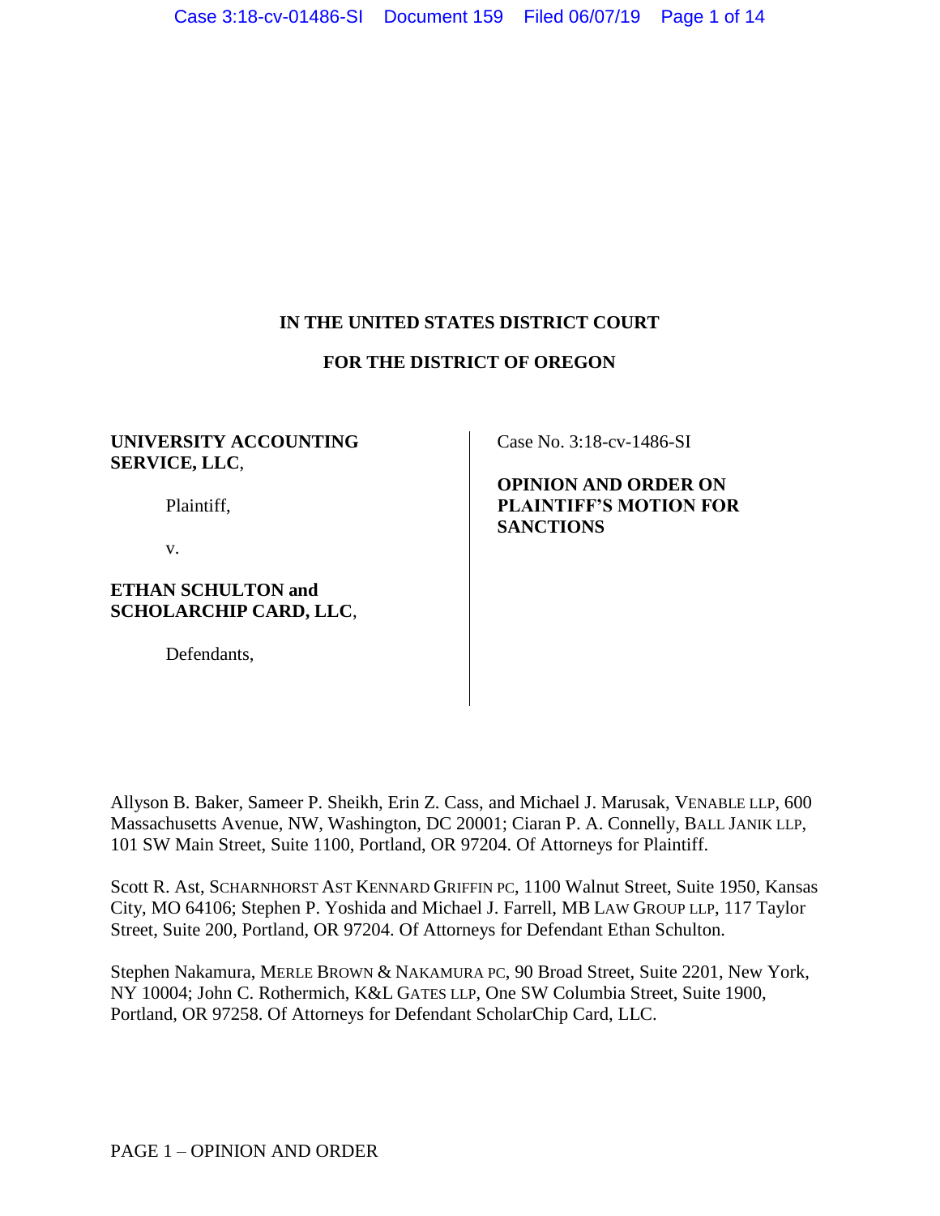**IN THE UNITED STATES DISTRICT COURT**

**FOR THE DISTRICT OF OREGON**

**UNIVERSITY ACCOUNTING SERVICE, LLC**,

Plaintiff,

v.

**ETHAN SCHULTON and SCHOLARCHIP CARD, LLC**,

Defendants,

Case No. 3:18-cv-1486-SI

**OPINION AND ORDER ON PLAINTIFF'S MOTION FOR SANCTIONS**

Allyson B. Baker, Sameer P. Sheikh, Erin Z. Cass, and Michael J. Marusak, VENABLE LLP, 600 Massachusetts Avenue, NW, Washington, DC 20001; Ciaran P. A. Connelly, BALL JANIK LLP, 101 SW Main Street, Suite 1100, Portland, OR 97204. Of Attorneys for Plaintiff.

Scott R. Ast, SCHARNHORST AST KENNARD GRIFFIN PC, 1100 Walnut Street, Suite 1950, Kansas City, MO 64106; Stephen P. Yoshida and Michael J. Farrell, MB LAW GROUP LLP, 117 Taylor Street, Suite 200, Portland, OR 97204. Of Attorneys for Defendant Ethan Schulton.

Stephen Nakamura, MERLE BROWN & NAKAMURA PC, 90 Broad Street, Suite 2201, New York, NY 10004; John C. Rothermich, K&L GATES LLP, One SW Columbia Street, Suite 1900, Portland, OR 97258. Of Attorneys for Defendant ScholarChip Card, LLC.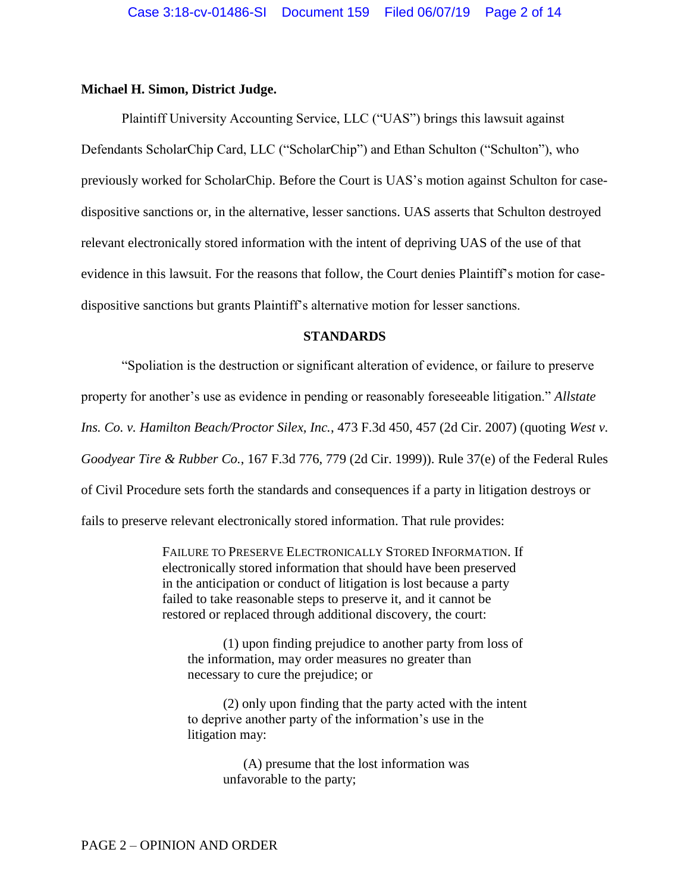**Michael H. Simon, District Judge.**

Plaintiff University Accounting Service, LLC ("UAS") brings this lawsuit against Defendants ScholarChip Card, LLC ("ScholarChip") and Ethan Schulton ("Schulton"), who previously worked for ScholarChip. Before the Court is UAS's motion against Schulton for case-dispositive sanctions or, in the alternative, lesser sanctions. UAS asserts that Schulton destroyed relevant electronically stored information with the intent of depriving UAS of the use of that evidence in this lawsuit. For the reasons that follow, the Court denies Plaintiff's motion for case-dispositive sanctions but grants Plaintiff's alternative motion for lesser sanctions.

## STANDARDS

"Spoliation is the destruction or significant alteration of evidence, or failure to preserve property for another's use as evidence in pending or reasonably foreseeable litigation." *Allstate Ins. Co. v. Hamilton Beach/Proctor Silex, Inc.*, 473 F.3d 450, 457 (2d Cir. 2007) (quoting *West v. Goodyear Tire & Rubber Co.*, 167 F.3d 776, 779 (2d Cir. 1999)). Rule 37(e) of the Federal Rules of Civil Procedure sets forth the standards and consequences if a party in litigation destroys or fails to preserve relevant electronically stored information. That rule provides:

> FAILURE TO PRESERVE ELECTRONICALLY STORED INFORMATION. If electronically stored information that should have been preserved in the anticipation or conduct of litigation is lost because a party failed to take reasonable steps to preserve it, and it cannot be restored or replaced through additional discovery, the court:
>
> (1) upon finding prejudice to another party from loss of the information, may order measures no greater than necessary to cure the prejudice; or
>
> (2) only upon finding that the party acted with the intent to deprive another party of the information's use in the litigation may:
>
> (A) presume that the lost information was unfavorable to the party;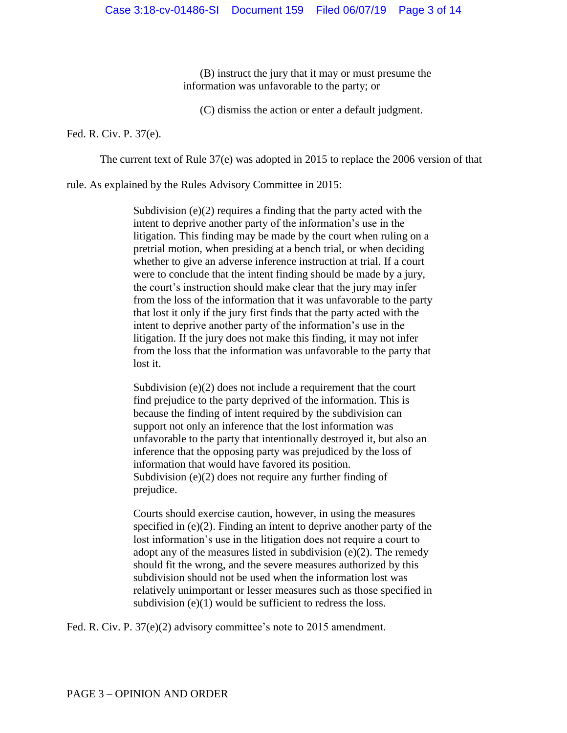> (B) instruct the jury that it may or must presume the information was unfavorable to the party; or
>
> (C) dismiss the action or enter a default judgment.

Fed. R. Civ. P. 37(e).

The current text of Rule 37(e) was adopted in 2015 to replace the 2006 version of that rule. As explained by the Rules Advisory Committee in 2015:

> Subdivision (e)(2) requires a finding that the party acted with the intent to deprive another party of the information's use in the litigation. This finding may be made by the court when ruling on a pretrial motion, when presiding at a bench trial, or when deciding whether to give an adverse inference instruction at trial. If a court were to conclude that the intent finding should be made by a jury, the court's instruction should make clear that the jury may infer from the loss of the information that it was unfavorable to the party that lost it only if the jury first finds that the party acted with the intent to deprive another party of the information's use in the litigation. If the jury does not make this finding, it may not infer from the loss that the information was unfavorable to the party that lost it.
>
> Subdivision (e)(2) does not include a requirement that the court find prejudice to the party deprived of the information. This is because the finding of intent required by the subdivision can support not only an inference that the lost information was unfavorable to the party that intentionally destroyed it, but also an inference that the opposing party was prejudiced by the loss of information that would have favored its position. Subdivision (e)(2) does not require any further finding of prejudice.
>
> Courts should exercise caution, however, in using the measures specified in (e)(2). Finding an intent to deprive another party of the lost information's use in the litigation does not require a court to adopt any of the measures listed in subdivision (e)(2). The remedy should fit the wrong, and the severe measures authorized by this subdivision should not be used when the information lost was relatively unimportant or lesser measures such as those specified in subdivision (e)(1) would be sufficient to redress the loss.

Fed. R. Civ. P. 37(e)(2) advisory committee's note to 2015 amendment.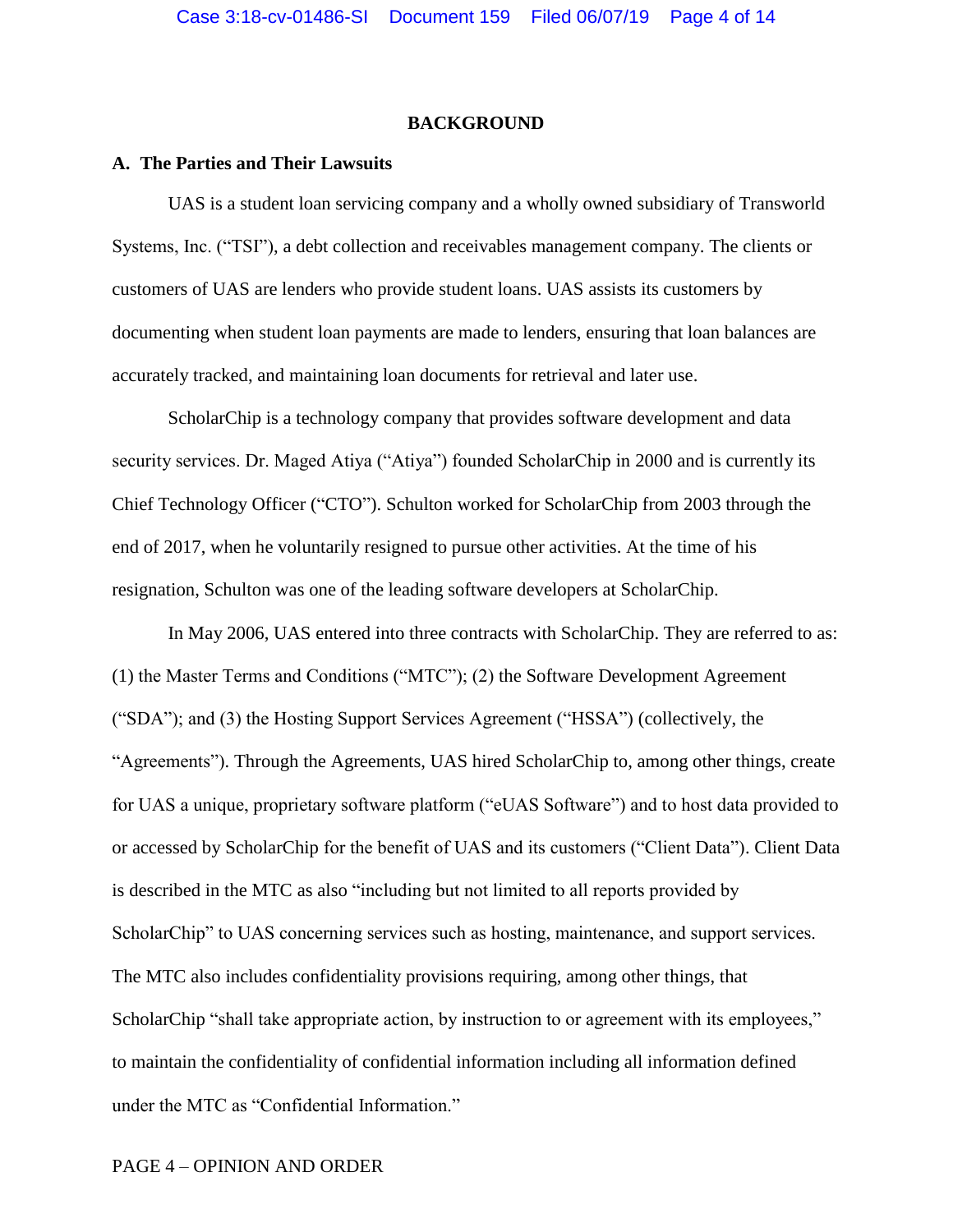## BACKGROUND

### A. The Parties and Their Lawsuits

UAS is a student loan servicing company and a wholly owned subsidiary of Transworld Systems, Inc. ("TSI"), a debt collection and receivables management company. The clients or customers of UAS are lenders who provide student loans. UAS assists its customers by documenting when student loan payments are made to lenders, ensuring that loan balances are accurately tracked, and maintaining loan documents for retrieval and later use.

ScholarChip is a technology company that provides software development and data security services. Dr. Maged Atiya ("Atiya") founded ScholarChip in 2000 and is currently its Chief Technology Officer ("CTO"). Schulton worked for ScholarChip from 2003 through the end of 2017, when he voluntarily resigned to pursue other activities. At the time of his resignation, Schulton was one of the leading software developers at ScholarChip.

In May 2006, UAS entered into three contracts with ScholarChip. They are referred to as: (1) the Master Terms and Conditions ("MTC"); (2) the Software Development Agreement ("SDA"); and (3) the Hosting Support Services Agreement ("HSSA") (collectively, the "Agreements"). Through the Agreements, UAS hired ScholarChip to, among other things, create for UAS a unique, proprietary software platform ("eUAS Software") and to host data provided to or accessed by ScholarChip for the benefit of UAS and its customers ("Client Data"). Client Data is described in the MTC as also "including but not limited to all reports provided by ScholarChip" to UAS concerning services such as hosting, maintenance, and support services. The MTC also includes confidentiality provisions requiring, among other things, that ScholarChip "shall take appropriate action, by instruction to or agreement with its employees," to maintain the confidentiality of confidential information including all information defined under the MTC as "Confidential Information."

PAGE 4 – OPINION AND ORDER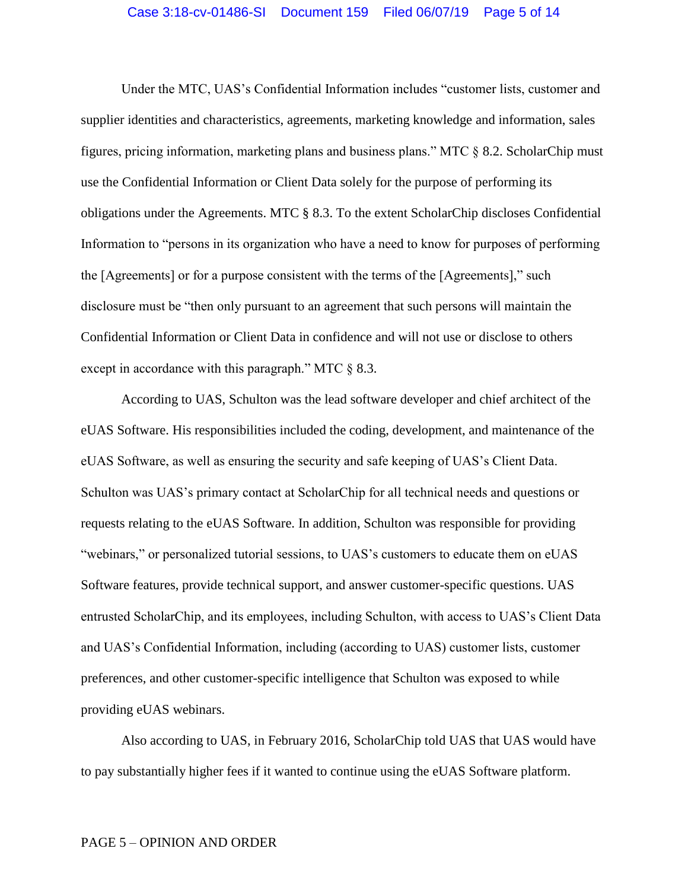Under the MTC, UAS's Confidential Information includes "customer lists, customer and supplier identities and characteristics, agreements, marketing knowledge and information, sales figures, pricing information, marketing plans and business plans." MTC § 8.2. ScholarChip must use the Confidential Information or Client Data solely for the purpose of performing its obligations under the Agreements. MTC § 8.3. To the extent ScholarChip discloses Confidential Information to "persons in its organization who have a need to know for purposes of performing the [Agreements] or for a purpose consistent with the terms of the [Agreements]," such disclosure must be "then only pursuant to an agreement that such persons will maintain the Confidential Information or Client Data in confidence and will not use or disclose to others except in accordance with this paragraph." MTC § 8.3.

According to UAS, Schulton was the lead software developer and chief architect of the eUAS Software. His responsibilities included the coding, development, and maintenance of the eUAS Software, as well as ensuring the security and safe keeping of UAS's Client Data. Schulton was UAS's primary contact at ScholarChip for all technical needs and questions or requests relating to the eUAS Software. In addition, Schulton was responsible for providing "webinars," or personalized tutorial sessions, to UAS's customers to educate them on eUAS Software features, provide technical support, and answer customer-specific questions. UAS entrusted ScholarChip, and its employees, including Schulton, with access to UAS's Client Data and UAS's Confidential Information, including (according to UAS) customer lists, customer preferences, and other customer-specific intelligence that Schulton was exposed to while providing eUAS webinars.

Also according to UAS, in February 2016, ScholarChip told UAS that UAS would have to pay substantially higher fees if it wanted to continue using the eUAS Software platform.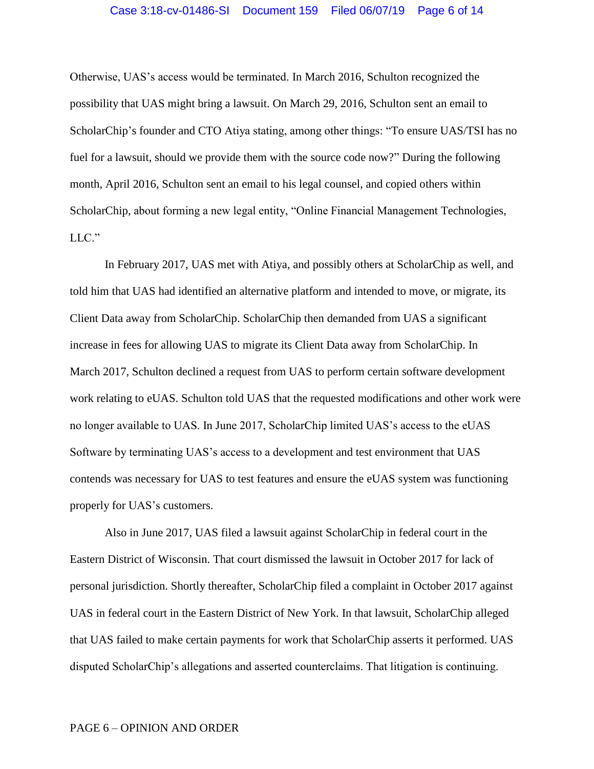Otherwise, UAS's access would be terminated. In March 2016, Schulton recognized the possibility that UAS might bring a lawsuit. On March 29, 2016, Schulton sent an email to ScholarChip's founder and CTO Atiya stating, among other things: "To ensure UAS/TSI has no fuel for a lawsuit, should we provide them with the source code now?" During the following month, April 2016, Schulton sent an email to his legal counsel, and copied others within ScholarChip, about forming a new legal entity, "Online Financial Management Technologies, LLC."

In February 2017, UAS met with Atiya, and possibly others at ScholarChip as well, and told him that UAS had identified an alternative platform and intended to move, or migrate, its Client Data away from ScholarChip. ScholarChip then demanded from UAS a significant increase in fees for allowing UAS to migrate its Client Data away from ScholarChip. In March 2017, Schulton declined a request from UAS to perform certain software development work relating to eUAS. Schulton told UAS that the requested modifications and other work were no longer available to UAS. In June 2017, ScholarChip limited UAS's access to the eUAS Software by terminating UAS's access to a development and test environment that UAS contends was necessary for UAS to test features and ensure the eUAS system was functioning properly for UAS's customers.

Also in June 2017, UAS filed a lawsuit against ScholarChip in federal court in the Eastern District of Wisconsin. That court dismissed the lawsuit in October 2017 for lack of personal jurisdiction. Shortly thereafter, ScholarChip filed a complaint in October 2017 against UAS in federal court in the Eastern District of New York. In that lawsuit, ScholarChip alleged that UAS failed to make certain payments for work that ScholarChip asserts it performed. UAS disputed ScholarChip's allegations and asserted counterclaims. That litigation is continuing.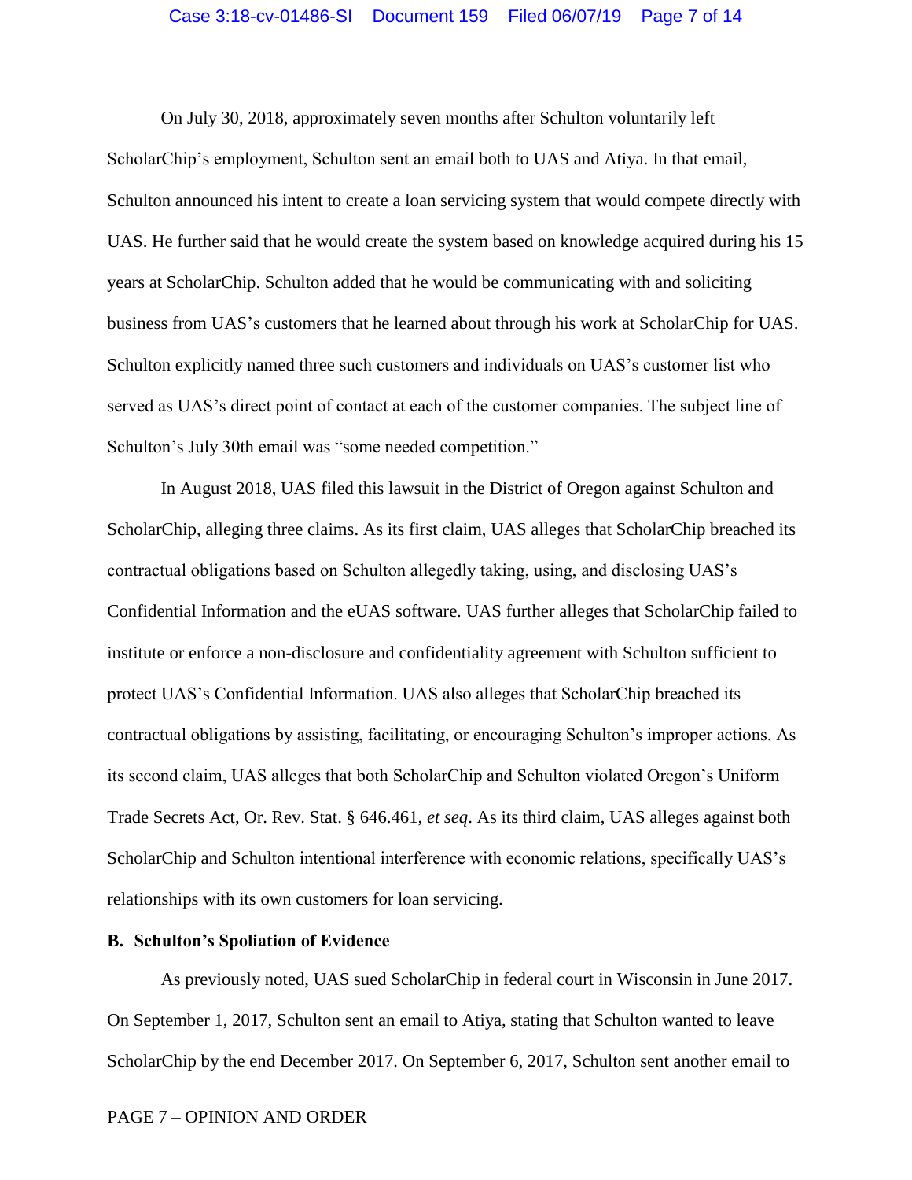On July 30, 2018, approximately seven months after Schulton voluntarily left ScholarChip's employment, Schulton sent an email both to UAS and Atiya. In that email, Schulton announced his intent to create a loan servicing system that would compete directly with UAS. He further said that he would create the system based on knowledge acquired during his 15 years at ScholarChip. Schulton added that he would be communicating with and soliciting business from UAS's customers that he learned about through his work at ScholarChip for UAS. Schulton explicitly named three such customers and individuals on UAS's customer list who served as UAS's direct point of contact at each of the customer companies. The subject line of Schulton's July 30th email was "some needed competition."

In August 2018, UAS filed this lawsuit in the District of Oregon against Schulton and ScholarChip, alleging three claims. As its first claim, UAS alleges that ScholarChip breached its contractual obligations based on Schulton allegedly taking, using, and disclosing UAS's Confidential Information and the eUAS software. UAS further alleges that ScholarChip failed to institute or enforce a non-disclosure and confidentiality agreement with Schulton sufficient to protect UAS's Confidential Information. UAS also alleges that ScholarChip breached its contractual obligations by assisting, facilitating, or encouraging Schulton's improper actions. As its second claim, UAS alleges that both ScholarChip and Schulton violated Oregon's Uniform Trade Secrets Act, Or. Rev. Stat. § 646.461, *et seq*. As its third claim, UAS alleges against both ScholarChip and Schulton intentional interference with economic relations, specifically UAS's relationships with its own customers for loan servicing.

**B. Schulton's Spoliation of Evidence**

As previously noted, UAS sued ScholarChip in federal court in Wisconsin in June 2017. On September 1, 2017, Schulton sent an email to Atiya, stating that Schulton wanted to leave ScholarChip by the end December 2017. On September 6, 2017, Schulton sent another email to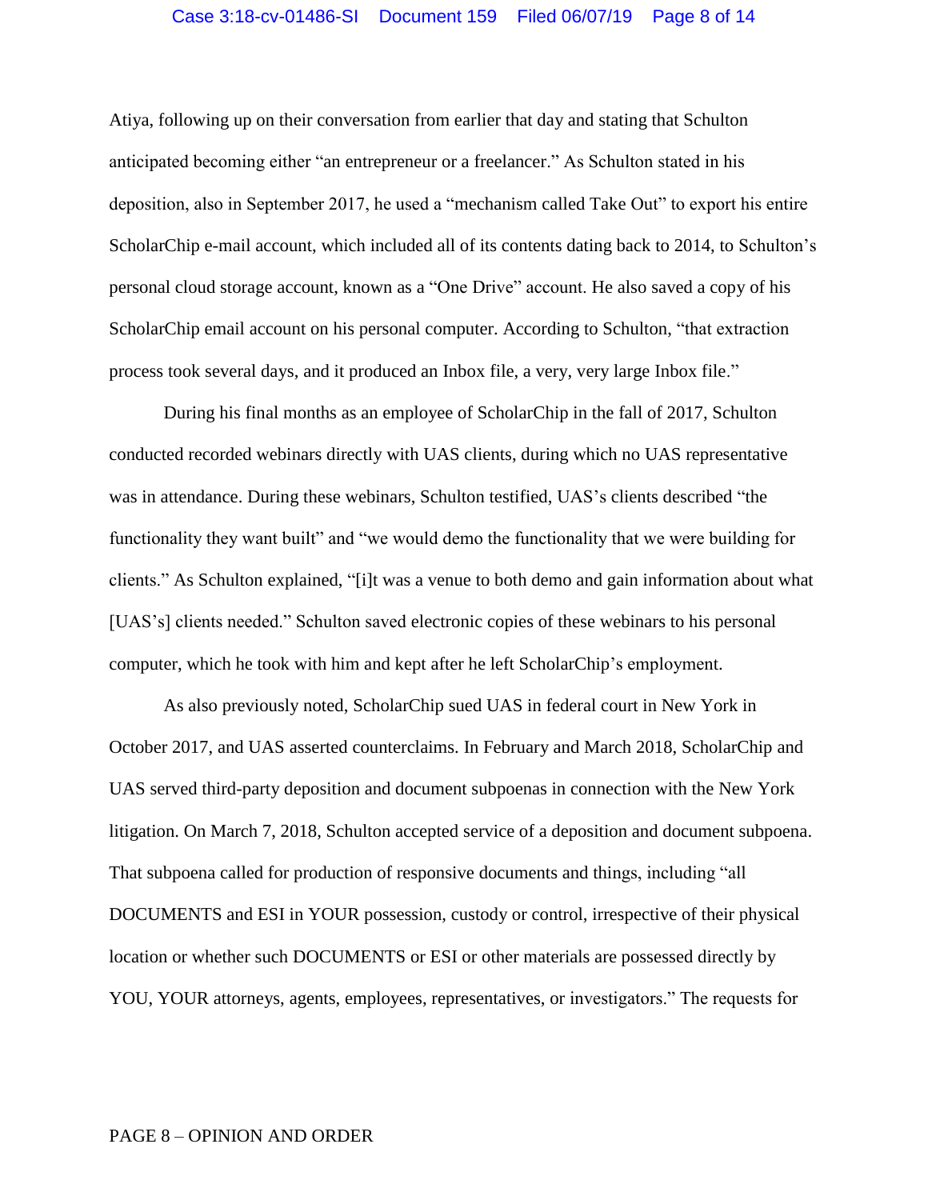Atiya, following up on their conversation from earlier that day and stating that Schulton anticipated becoming either "an entrepreneur or a freelancer." As Schulton stated in his deposition, also in September 2017, he used a "mechanism called Take Out" to export his entire ScholarChip e-mail account, which included all of its contents dating back to 2014, to Schulton's personal cloud storage account, known as a "One Drive" account. He also saved a copy of his ScholarChip email account on his personal computer. According to Schulton, "that extraction process took several days, and it produced an Inbox file, a very, very large Inbox file."

During his final months as an employee of ScholarChip in the fall of 2017, Schulton conducted recorded webinars directly with UAS clients, during which no UAS representative was in attendance. During these webinars, Schulton testified, UAS's clients described "the functionality they want built" and "we would demo the functionality that we were building for clients." As Schulton explained, "[i]t was a venue to both demo and gain information about what [UAS's] clients needed." Schulton saved electronic copies of these webinars to his personal computer, which he took with him and kept after he left ScholarChip's employment.

As also previously noted, ScholarChip sued UAS in federal court in New York in October 2017, and UAS asserted counterclaims. In February and March 2018, ScholarChip and UAS served third-party deposition and document subpoenas in connection with the New York litigation. On March 7, 2018, Schulton accepted service of a deposition and document subpoena. That subpoena called for production of responsive documents and things, including "all DOCUMENTS and ESI in YOUR possession, custody or control, irrespective of their physical location or whether such DOCUMENTS or ESI or other materials are possessed directly by YOU, YOUR attorneys, agents, employees, representatives, or investigators." The requests for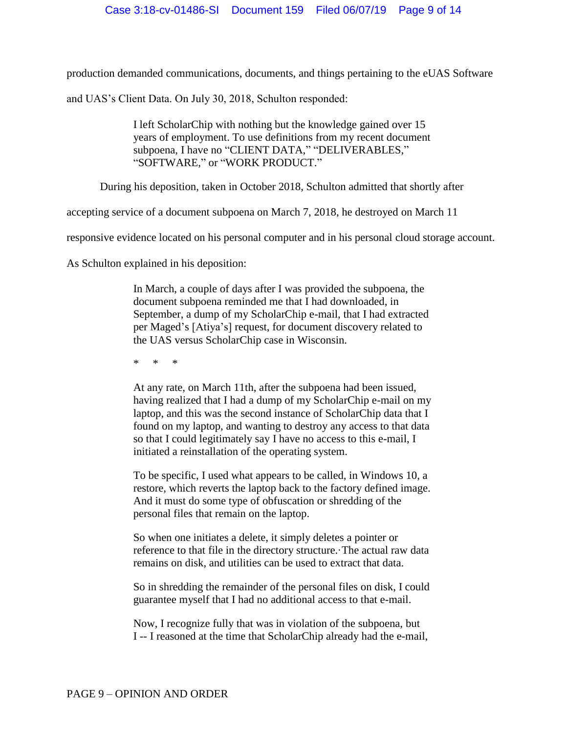production demanded communications, documents, and things pertaining to the eUAS Software and UAS's Client Data. On July 30, 2018, Schulton responded:

> I left ScholarChip with nothing but the knowledge gained over 15 years of employment. To use definitions from my recent document subpoena, I have no "CLIENT DATA," "DELIVERABLES," "SOFTWARE," or "WORK PRODUCT."

During his deposition, taken in October 2018, Schulton admitted that shortly after accepting service of a document subpoena on March 7, 2018, he destroyed on March 11 responsive evidence located on his personal computer and in his personal cloud storage account. As Schulton explained in his deposition:

> In March, a couple of days after I was provided the subpoena, the document subpoena reminded me that I had downloaded, in September, a dump of my ScholarChip e-mail, that I had extracted per Maged's [Atiya's] request, for document discovery related to the UAS versus ScholarChip case in Wisconsin.
>
> \* \* \*
>
> At any rate, on March 11th, after the subpoena had been issued, having realized that I had a dump of my ScholarChip e-mail on my laptop, and this was the second instance of ScholarChip data that I found on my laptop, and wanting to destroy any access to that data so that I could legitimately say I have no access to this e-mail, I initiated a reinstallation of the operating system.
>
> To be specific, I used what appears to be called, in Windows 10, a restore, which reverts the laptop back to the factory defined image. And it must do some type of obfuscation or shredding of the personal files that remain on the laptop.
>
> So when one initiates a delete, it simply deletes a pointer or reference to that file in the directory structure.·The actual raw data remains on disk, and utilities can be used to extract that data.
>
> So in shredding the remainder of the personal files on disk, I could guarantee myself that I had no additional access to that e-mail.
>
> Now, I recognize fully that was in violation of the subpoena, but I -- I reasoned at the time that ScholarChip already had the e-mail,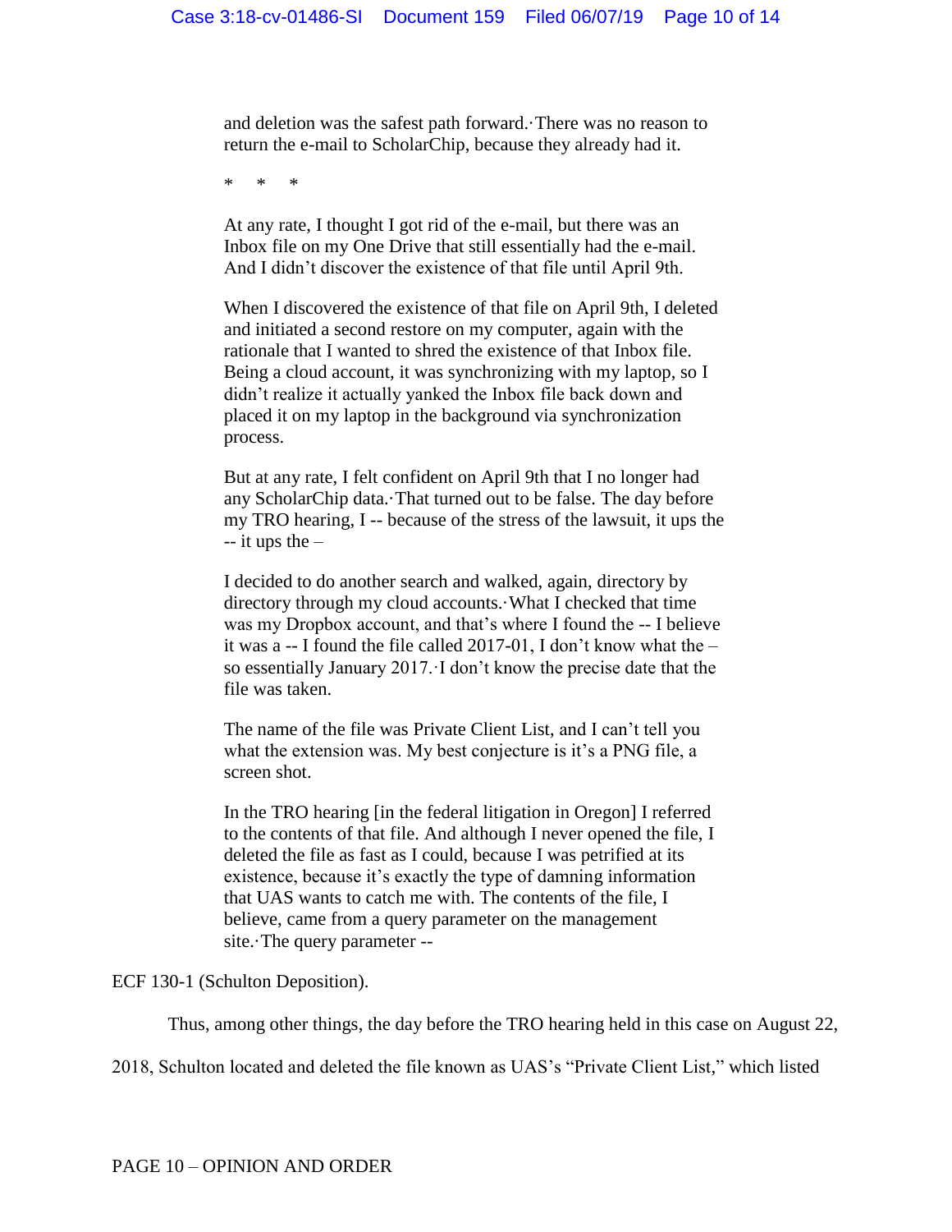> and deletion was the safest path forward.·There was no reason to return the e-mail to ScholarChip, because they already had it.
>
> \*   \*   \*
>
> At any rate, I thought I got rid of the e-mail, but there was an Inbox file on my One Drive that still essentially had the e-mail. And I didn't discover the existence of that file until April 9th.
>
> When I discovered the existence of that file on April 9th, I deleted and initiated a second restore on my computer, again with the rationale that I wanted to shred the existence of that Inbox file. Being a cloud account, it was synchronizing with my laptop, so I didn't realize it actually yanked the Inbox file back down and placed it on my laptop in the background via synchronization process.
>
> But at any rate, I felt confident on April 9th that I no longer had any ScholarChip data.·That turned out to be false. The day before my TRO hearing, I -- because of the stress of the lawsuit, it ups the -- it ups the –
>
> I decided to do another search and walked, again, directory by directory through my cloud accounts.·What I checked that time was my Dropbox account, and that's where I found the -- I believe it was a -- I found the file called 2017-01, I don't know what the – so essentially January 2017.·I don't know the precise date that the file was taken.
>
> The name of the file was Private Client List, and I can't tell you what the extension was. My best conjecture is it's a PNG file, a screen shot.
>
> In the TRO hearing [in the federal litigation in Oregon] I referred to the contents of that file. And although I never opened the file, I deleted the file as fast as I could, because I was petrified at its existence, because it's exactly the type of damning information that UAS wants to catch me with. The contents of the file, I believe, came from a query parameter on the management site.·The query parameter --

ECF 130-1 (Schulton Deposition).

Thus, among other things, the day before the TRO hearing held in this case on August 22, 2018, Schulton located and deleted the file known as UAS's "Private Client List," which listed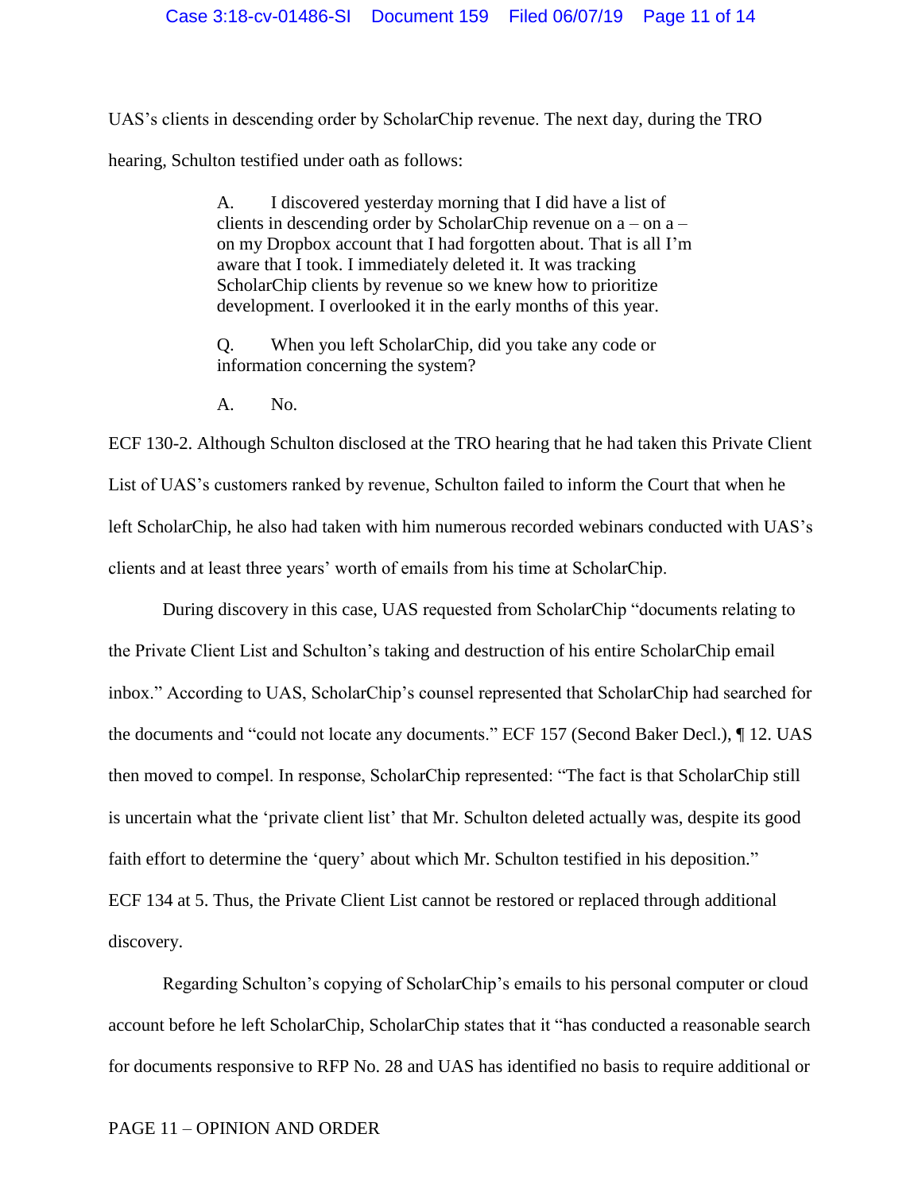UAS's clients in descending order by ScholarChip revenue. The next day, during the TRO hearing, Schulton testified under oath as follows:

> A. I discovered yesterday morning that I did have a list of clients in descending order by ScholarChip revenue on a – on a – on my Dropbox account that I had forgotten about. That is all I'm aware that I took. I immediately deleted it. It was tracking ScholarChip clients by revenue so we knew how to prioritize development. I overlooked it in the early months of this year.
>
> Q. When you left ScholarChip, did you take any code or information concerning the system?
>
> A. No.

ECF 130-2. Although Schulton disclosed at the TRO hearing that he had taken this Private Client List of UAS's customers ranked by revenue, Schulton failed to inform the Court that when he left ScholarChip, he also had taken with him numerous recorded webinars conducted with UAS's clients and at least three years' worth of emails from his time at ScholarChip.

During discovery in this case, UAS requested from ScholarChip "documents relating to the Private Client List and Schulton's taking and destruction of his entire ScholarChip email inbox." According to UAS, ScholarChip's counsel represented that ScholarChip had searched for the documents and "could not locate any documents." ECF 157 (Second Baker Decl.), ¶ 12. UAS then moved to compel. In response, ScholarChip represented: "The fact is that ScholarChip still is uncertain what the 'private client list' that Mr. Schulton deleted actually was, despite its good faith effort to determine the 'query' about which Mr. Schulton testified in his deposition." ECF 134 at 5. Thus, the Private Client List cannot be restored or replaced through additional discovery.

Regarding Schulton's copying of ScholarChip's emails to his personal computer or cloud account before he left ScholarChip, ScholarChip states that it "has conducted a reasonable search for documents responsive to RFP No. 28 and UAS has identified no basis to require additional or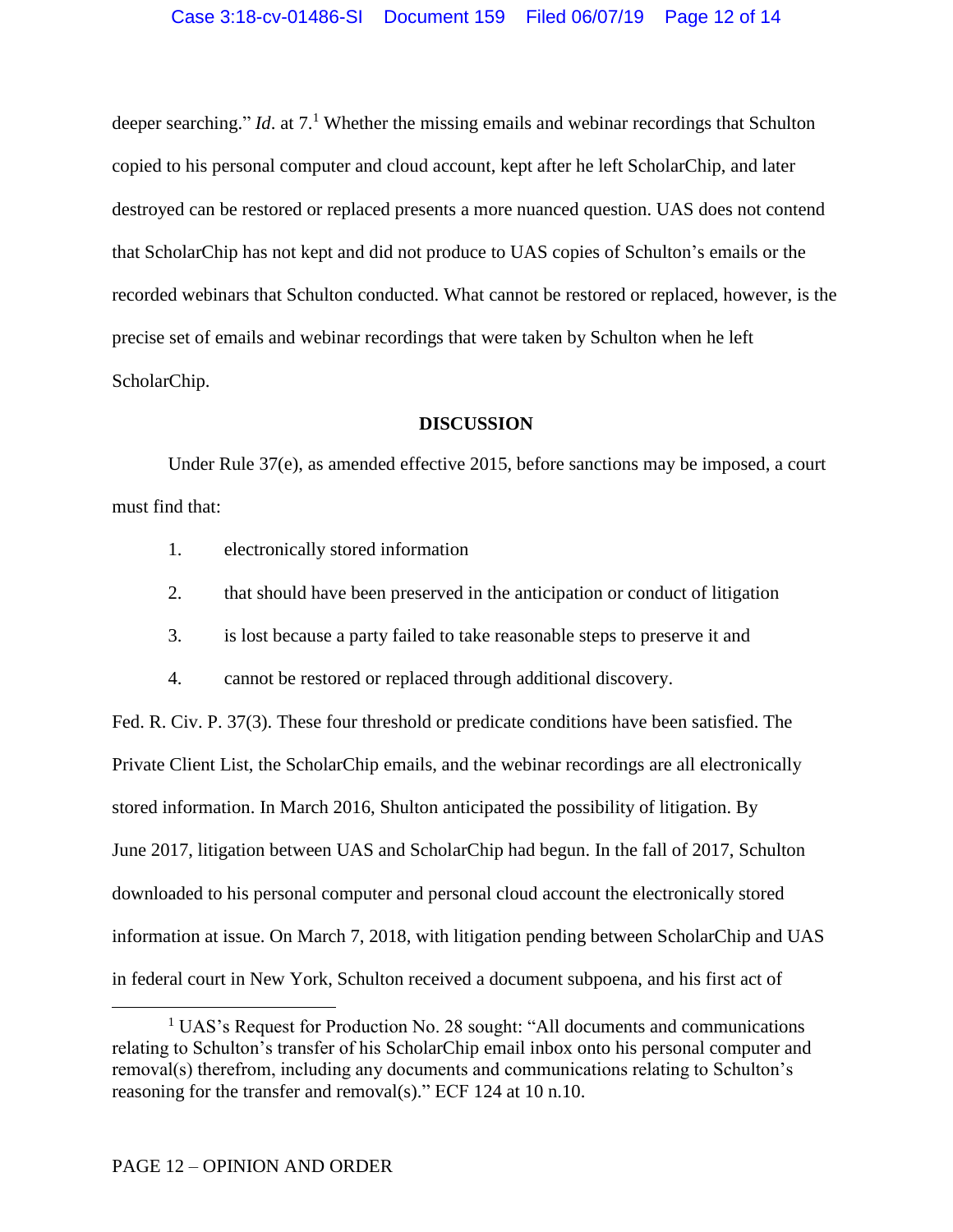deeper searching." *Id*. at 7.[1] Whether the missing emails and webinar recordings that Schulton copied to his personal computer and cloud account, kept after he left ScholarChip, and later destroyed can be restored or replaced presents a more nuanced question. UAS does not contend that ScholarChip has not kept and did not produce to UAS copies of Schulton's emails or the recorded webinars that Schulton conducted. What cannot be restored or replaced, however, is the precise set of emails and webinar recordings that were taken by Schulton when he left ScholarChip.

## DISCUSSION

Under Rule 37(e), as amended effective 2015, before sanctions may be imposed, a court must find that:

1. electronically stored information
2. that should have been preserved in the anticipation or conduct of litigation
3. is lost because a party failed to take reasonable steps to preserve it and
4. cannot be restored or replaced through additional discovery.

Fed. R. Civ. P. 37(3). These four threshold or predicate conditions have been satisfied. The Private Client List, the ScholarChip emails, and the webinar recordings are all electronically stored information. In March 2016, Shulton anticipated the possibility of litigation. By June 2017, litigation between UAS and ScholarChip had begun. In the fall of 2017, Schulton downloaded to his personal computer and personal cloud account the electronically stored information at issue. On March 7, 2018, with litigation pending between ScholarChip and UAS in federal court in New York, Schulton received a document subpoena, and his first act of

---

[1] UAS's Request for Production No. 28 sought: "All documents and communications relating to Schulton's transfer of his ScholarChip email inbox onto his personal computer and removal(s) therefrom, including any documents and communications relating to Schulton's reasoning for the transfer and removal(s)." ECF 124 at 10 n.10.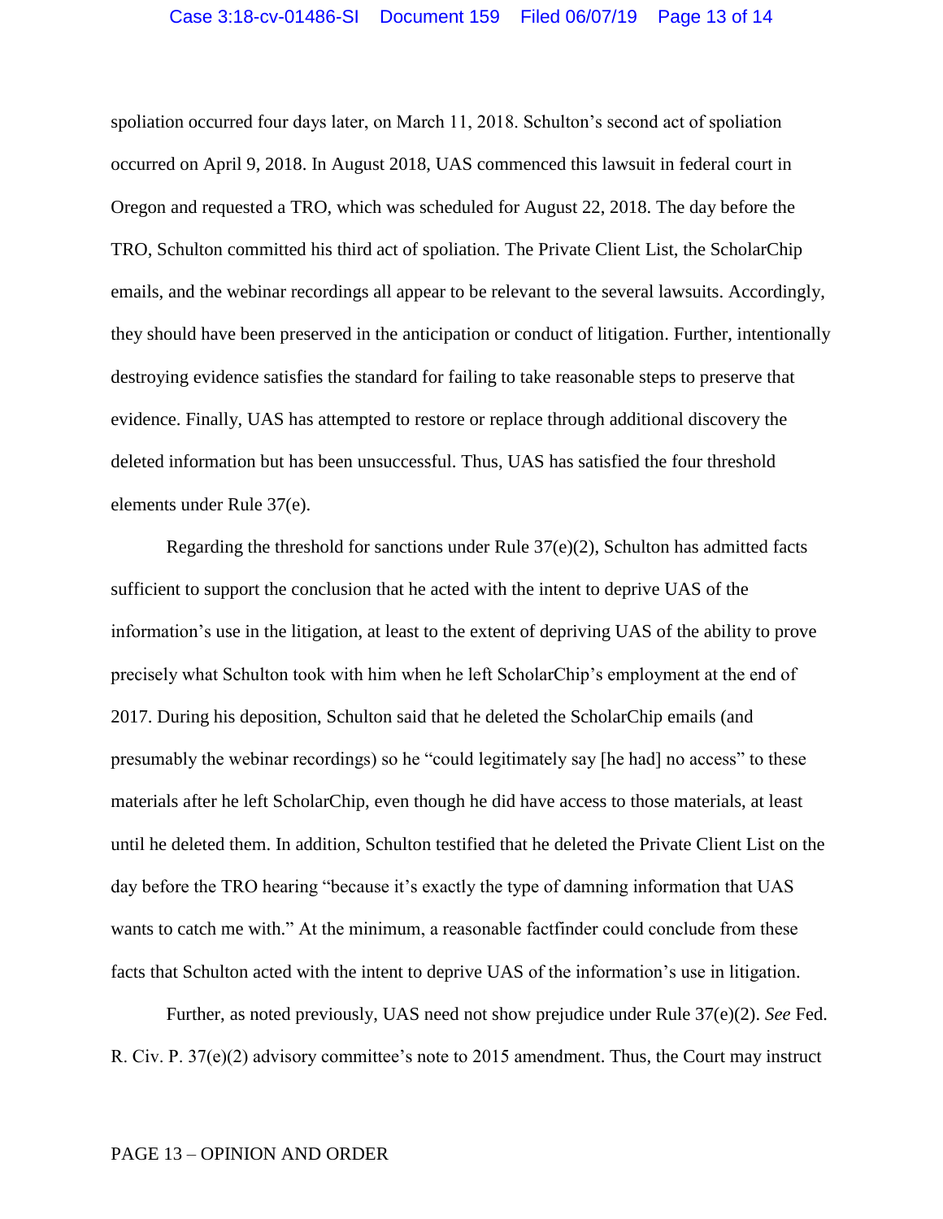spoliation occurred four days later, on March 11, 2018. Schulton's second act of spoliation occurred on April 9, 2018. In August 2018, UAS commenced this lawsuit in federal court in Oregon and requested a TRO, which was scheduled for August 22, 2018. The day before the TRO, Schulton committed his third act of spoliation. The Private Client List, the ScholarChip emails, and the webinar recordings all appear to be relevant to the several lawsuits. Accordingly, they should have been preserved in the anticipation or conduct of litigation. Further, intentionally destroying evidence satisfies the standard for failing to take reasonable steps to preserve that evidence. Finally, UAS has attempted to restore or replace through additional discovery the deleted information but has been unsuccessful. Thus, UAS has satisfied the four threshold elements under Rule 37(e).

Regarding the threshold for sanctions under Rule 37(e)(2), Schulton has admitted facts sufficient to support the conclusion that he acted with the intent to deprive UAS of the information's use in the litigation, at least to the extent of depriving UAS of the ability to prove precisely what Schulton took with him when he left ScholarChip's employment at the end of 2017. During his deposition, Schulton said that he deleted the ScholarChip emails (and presumably the webinar recordings) so he "could legitimately say [he had] no access" to these materials after he left ScholarChip, even though he did have access to those materials, at least until he deleted them. In addition, Schulton testified that he deleted the Private Client List on the day before the TRO hearing "because it's exactly the type of damning information that UAS wants to catch me with." At the minimum, a reasonable factfinder could conclude from these facts that Schulton acted with the intent to deprive UAS of the information's use in litigation.

Further, as noted previously, UAS need not show prejudice under Rule 37(e)(2). *See* Fed. R. Civ. P. 37(e)(2) advisory committee's note to 2015 amendment. Thus, the Court may instruct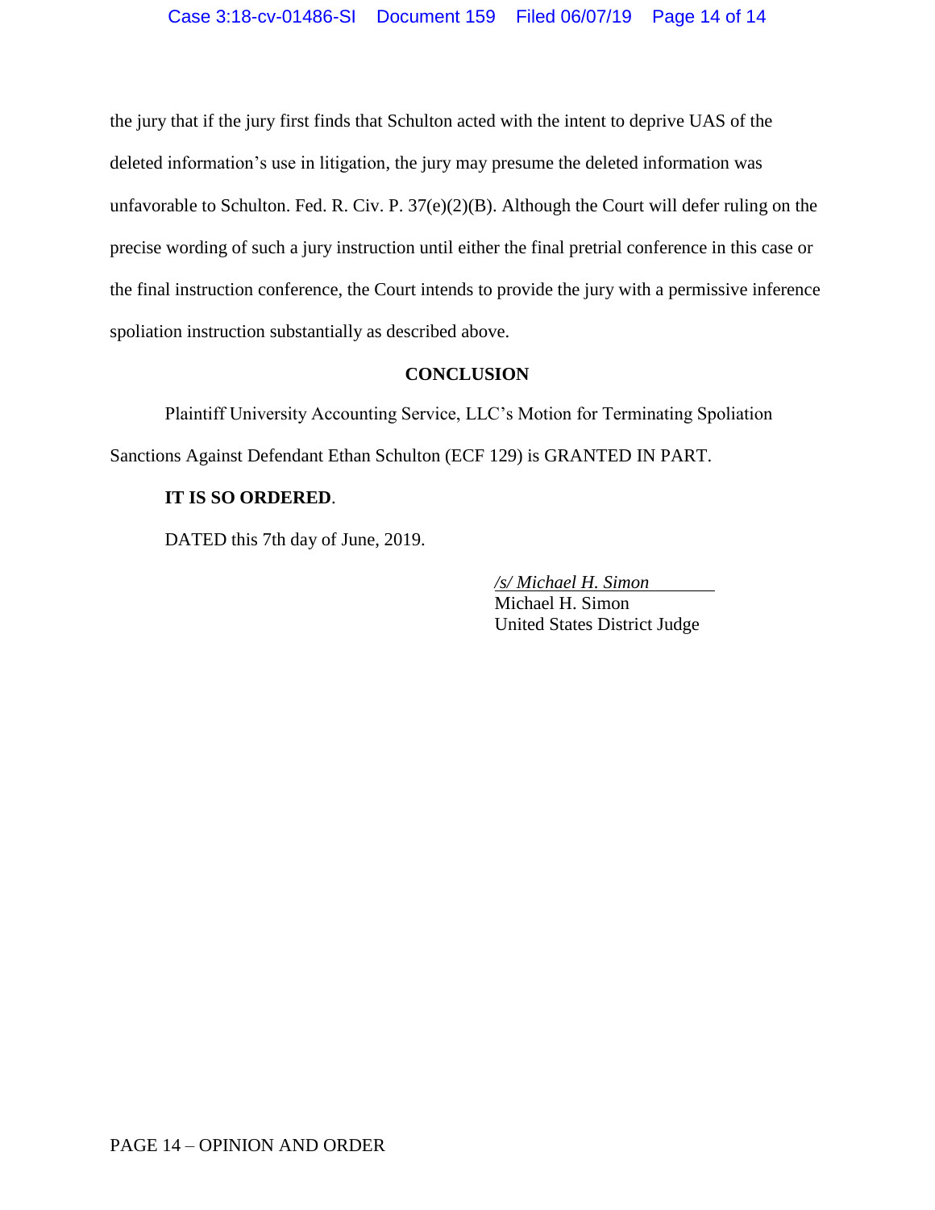the jury that if the jury first finds that Schulton acted with the intent to deprive UAS of the deleted information's use in litigation, the jury may presume the deleted information was unfavorable to Schulton. Fed. R. Civ. P. 37(e)(2)(B). Although the Court will defer ruling on the precise wording of such a jury instruction until either the final pretrial conference in this case or the final instruction conference, the Court intends to provide the jury with a permissive inference spoliation instruction substantially as described above.

## CONCLUSION

Plaintiff University Accounting Service, LLC's Motion for Terminating Spoliation Sanctions Against Defendant Ethan Schulton (ECF 129) is GRANTED IN PART.

**IT IS SO ORDERED**.

DATED this 7th day of June, 2019.

*/s/ Michael H. Simon*
Michael H. Simon
United States District Judge